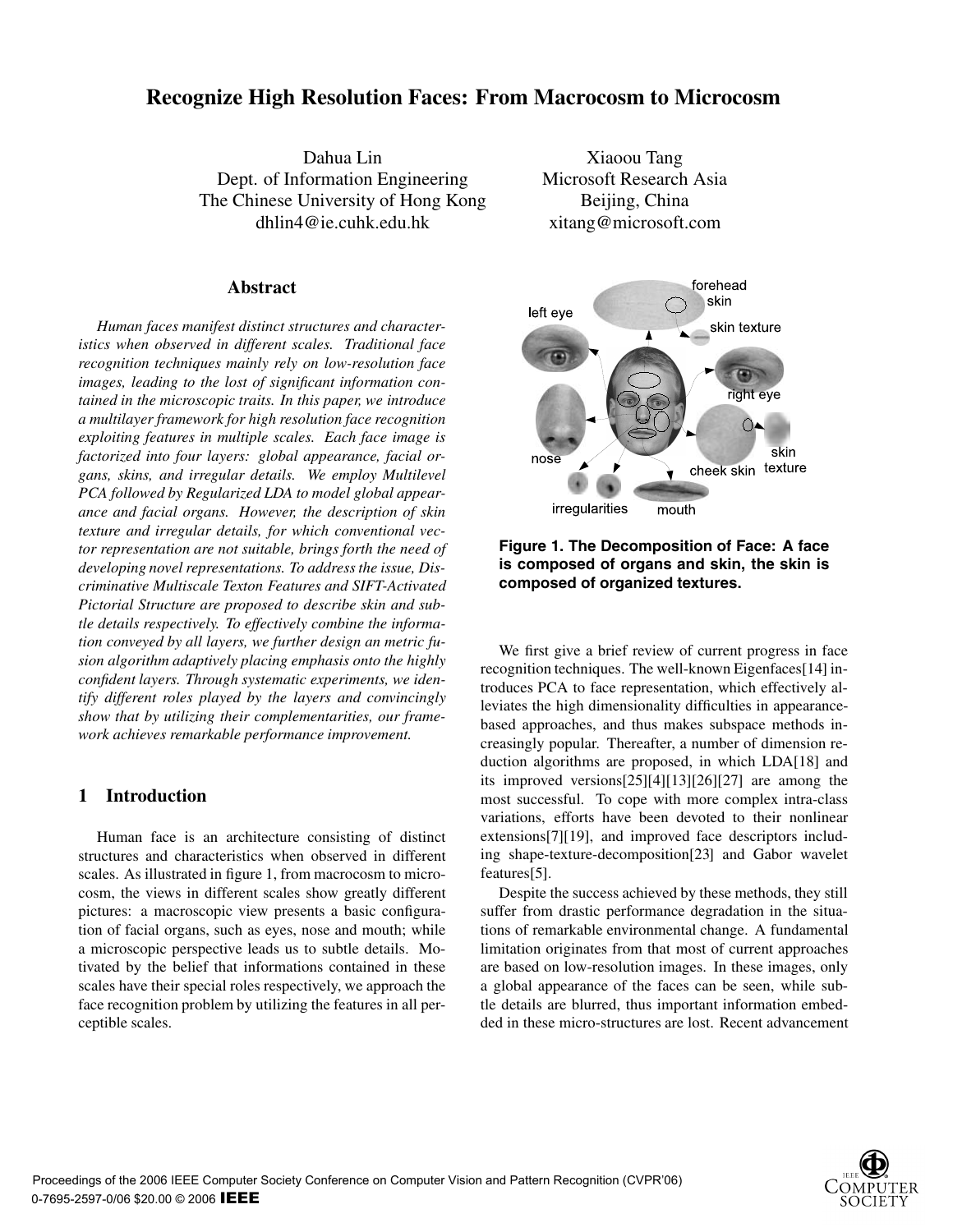# Recognize High Resolution Faces: From Macrocosm to Microcosm

Dahua Lin
Dept. of Information Engineering
The Chinese University of Hong Kong
dhlin4@ie.cuhk.edu.hk

Xiaoou Tang
Microsoft Research Asia
Beijing, China
xitang@microsoft.com

## Abstract

*Human faces manifest distinct structures and characteristics when observed in different scales. Traditional face recognition techniques mainly rely on low-resolution face images, leading to the lost of significant information contained in the microscopic traits. In this paper, we introduce a multilayer framework for high resolution face recognition exploiting features in multiple scales. Each face image is factorized into four layers: global appearance, facial organs, skins, and irregular details. We employ Multilevel PCA followed by Regularized LDA to model global appearance and facial organs. However, the description of skin texture and irregular details, for which conventional vector representation are not suitable, brings forth the need of developing novel representations. To address the issue, Discriminative Multiscale Texton Features and SIFT-Activated Pictorial Structure are proposed to describe skin and subtle details respectively. To effectively combine the information conveyed by all layers, we further design an metric fusion algorithm adaptively placing emphasis onto the highly confident layers. Through systematic experiments, we identify different roles played by the layers and convincingly show that by utilizing their complementarities, our framework achieves remarkable performance improvement.*

## 1 Introduction

Human face is an architecture consisting of distinct structures and characteristics when observed in different scales. As illustrated in figure 1, from macrocosm to microcosm, the views in different scales show greatly different pictures: a macroscopic view presents a basic configuration of facial organs, such as eyes, nose and mouth; while a microscopic perspective leads us to subtle details. Motivated by the belief that informations contained in these scales have their special roles respectively, we approach the face recognition problem by utilizing the features in all perceptible scales.

forehead skin
left eye
skin texture
right eye
nose
skin texture
cheek skin
irregularities
mouth

**Figure 1. The Decomposition of Face: A face is composed of organs and skin, the skin is composed of organized textures.**

We first give a brief review of current progress in face recognition techniques. The well-known Eigenfaces[14] introduces PCA to face representation, which effectively alleviates the high dimensionality difficulties in appearance-based approaches, and thus makes subspace methods increasingly popular. Thereafter, a number of dimension reduction algorithms are proposed, in which LDA[18] and its improved versions[25][4][13][26][27] are among the most successful. To cope with more complex intra-class variations, efforts have been devoted to their nonlinear extensions[7][19], and improved face descriptors including shape-texture-decomposition[23] and Gabor wavelet features[5].

Despite the success achieved by these methods, they still suffer from drastic performance degradation in the situations of remarkable environmental change. A fundamental limitation originates from that most of current approaches are based on low-resolution images. In these images, only a global appearance of the faces can be seen, while subtle details are blurred, thus important information embedded in these micro-structures are lost. Recent advancement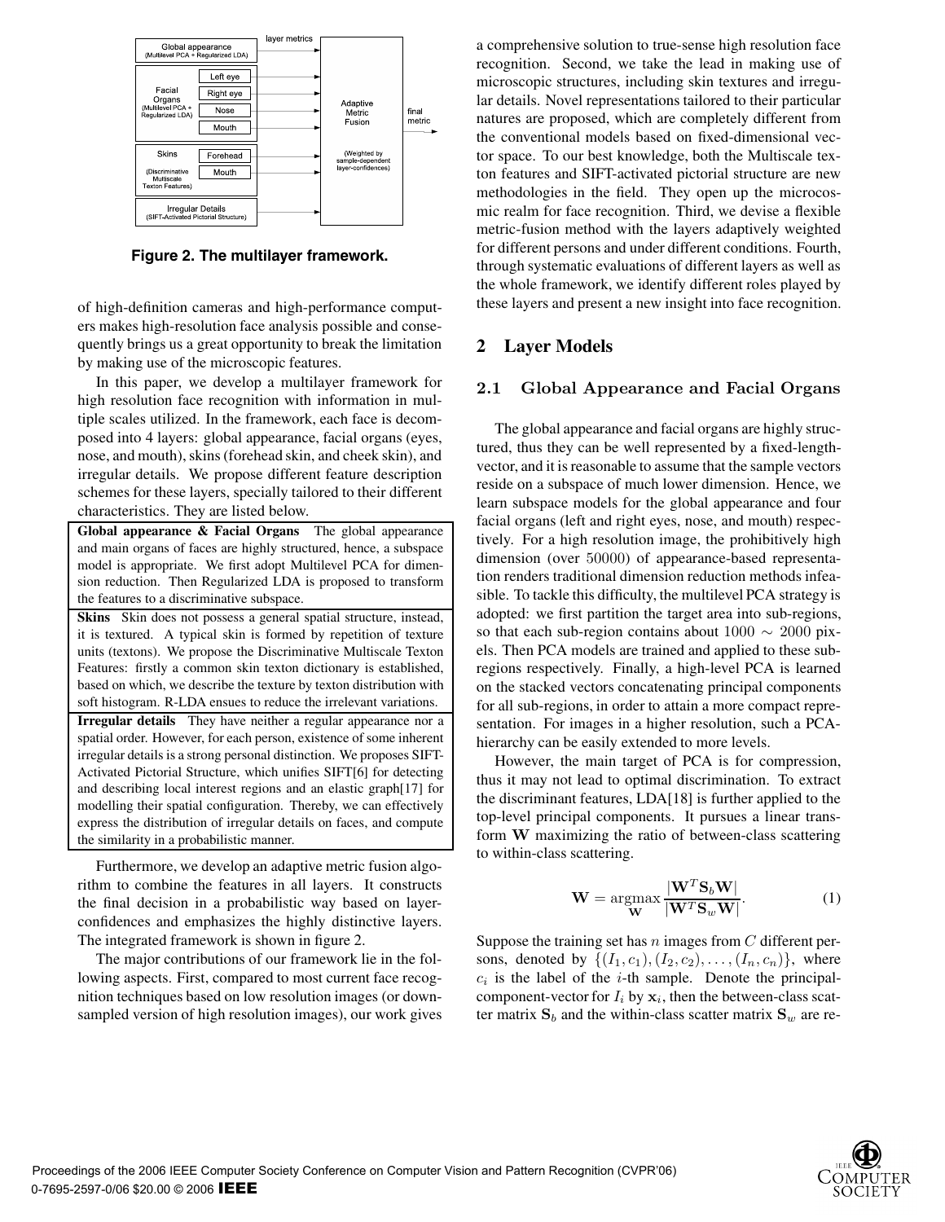Figure 2. The multilayer framework.

of high-definition cameras and high-performance computers makes high-resolution face analysis possible and consequently brings us a great opportunity to break the limitation by making use of the microscopic features.

In this paper, we develop a multilayer framework for high resolution face recognition with information in multiple scales utilized. In the framework, each face is decomposed into 4 layers: global appearance, facial organs (eyes, nose, and mouth), skins (forehead skin, and cheek skin), and irregular details. We propose different feature description schemes for these layers, specially tailored to their different characteristics. They are listed below.

**Global appearance & Facial Organs** The global appearance and main organs of faces are highly structured, hence, a subspace model is appropriate. We first adopt Multilevel PCA for dimension reduction. Then Regularized LDA is proposed to transform the features to a discriminative subspace.

**Skins** Skin does not possess a general spatial structure, instead, it is textured. A typical skin is formed by repetition of texture units (textons). We propose the Discriminative Multiscale Texton Features: firstly a common skin texton dictionary is established, based on which, we describe the texture by texton distribution with soft histogram. R-LDA ensues to reduce the irrelevant variations.

**Irregular details** They have neither a regular appearance nor a spatial order. However, for each person, existence of some inherent irregular details is a strong personal distinction. We proposes SIFT-Activated Pictorial Structure, which unifies SIFT[6] for detecting and describing local interest regions and an elastic graph[17] for modelling their spatial configuration. Thereby, we can effectively express the distribution of irregular details on faces, and compute the similarity in a probabilistic manner.

Furthermore, we develop an adaptive metric fusion algorithm to combine the features in all layers. It constructs the final decision in a probabilistic way based on layer-confidences and emphasizes the highly distinctive layers. The integrated framework is shown in figure 2.

The major contributions of our framework lie in the following aspects. First, compared to most current face recognition techniques based on low resolution images (or down-sampled version of high resolution images), our work gives a comprehensive solution to true-sense high resolution face recognition. Second, we take the lead in making use of microscopic structures, including skin textures and irregular details. Novel representations tailored to their particular natures are proposed, which are completely different from the conventional models based on fixed-dimensional vector space. To our best knowledge, both the Multiscale texton features and SIFT-activated pictorial structure are new methodologies in the field. They open up the microcosmic realm for face recognition. Third, we devise a flexible metric-fusion method with the layers adaptively weighted for different persons and under different conditions. Fourth, through systematic evaluations of different layers as well as the whole framework, we identify different roles played by these layers and present a new insight into face recognition.

## 2 Layer Models

### 2.1 Global Appearance and Facial Organs

The global appearance and facial organs are highly structured, thus they can be well represented by a fixed-length-vector, and it is reasonable to assume that the sample vectors reside on a subspace of much lower dimension. Hence, we learn subspace models for the global appearance and four facial organs (left and right eyes, nose, and mouth) respectively. For a high resolution image, the prohibitively high dimension (over $50000$) of appearance-based representation renders traditional dimension reduction methods infeasible. To tackle this difficulty, the multilevel PCA strategy is adopted: we first partition the target area into sub-regions, so that each sub-region contains about $1000 \sim 2000$ pixels. Then PCA models are trained and applied to these sub-regions respectively. Finally, a high-level PCA is learned on the stacked vectors concatenating principal components for all sub-regions, in order to attain a more compact representation. For images in a higher resolution, such a PCA-hierarchy can be easily extended to more levels.

However, the main target of PCA is for compression, thus it may not lead to optimal discrimination. To extract the discriminant features, LDA[18] is further applied to the top-level principal components. It pursues a linear transform $\mathbf{W}$ maximizing the ratio of between-class scattering to within-class scattering.

$$\mathbf{W} = \underset{\mathbf{W}}{\operatorname{argmax}} \frac{|\mathbf{W}^T \mathbf{S}_b \mathbf{W}|}{|\mathbf{W}^T \mathbf{S}_w \mathbf{W}|}. \tag{1}$$

Suppose the training set has $n$ images from $C$ different persons, denoted by $\{(I_1, c_1), (I_2, c_2), \ldots, (I_n, c_n)\}$, where $c_i$ is the label of the $i$-th sample. Denote the principal-component-vector for $I_i$ by $\mathbf{x}_i$, then the between-class scatter matrix $\mathbf{S}_b$ and the within-class scatter matrix $\mathbf{S}_w$ are re-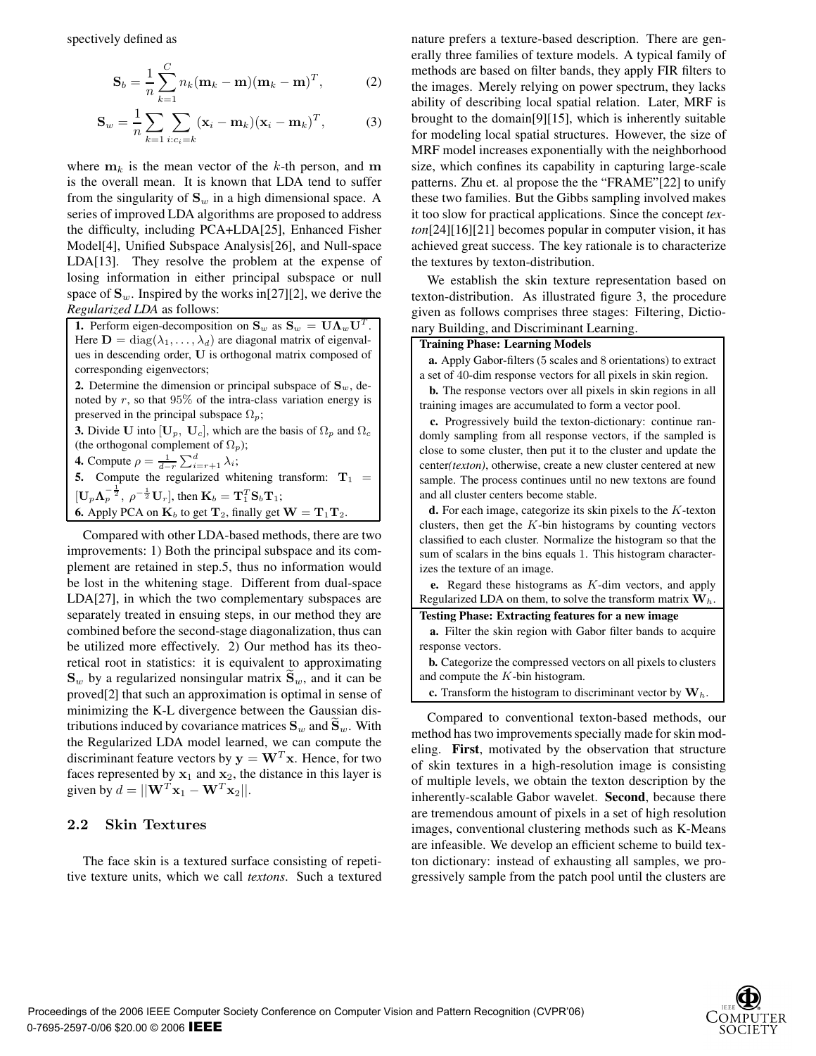spectively defined as

$$\mathbf{S}_b = \frac{1}{n}\sum_{k=1}^{C} n_k(\mathbf{m}_k - \mathbf{m})(\mathbf{m}_k - \mathbf{m})^T, \quad (2)$$

$$\mathbf{S}_w = \frac{1}{n}\sum_{k=1}\sum_{i:c_i=k}(\mathbf{x}_i - \mathbf{m}_k)(\mathbf{x}_i - \mathbf{m}_k)^T, \quad (3)$$

where $\mathbf{m}_k$ is the mean vector of the $k$-th person, and $\mathbf{m}$ is the overall mean. It is known that LDA tend to suffer from the singularity of $\mathbf{S}_w$ in a high dimensional space. A series of improved LDA algorithms are proposed to address the difficulty, including PCA+LDA[25], Enhanced Fisher Model[4], Unified Subspace Analysis[26], and Null-space LDA[13]. They resolve the problem at the expense of losing information in either principal subspace or null space of $\mathbf{S}_w$. Inspired by the works in[27][2], we derive the *Regularized LDA* as follows:

**1.** Perform eigen-decomposition on $\mathbf{S}_w$ as $\mathbf{S}_w = \mathbf{U}\mathbf{\Lambda}_w\mathbf{U}^T$. Here $\mathbf{D} = \mathrm{diag}(\lambda_1, \dots, \lambda_d)$ are diagonal matrix of eigenvalues in descending order, $\mathbf{U}$ is orthogonal matrix composed of corresponding eigenvectors;

**2.** Determine the dimension or principal subspace of $\mathbf{S}_w$, denoted by $r$, so that 95% of the intra-class variation energy is preserved in the principal subspace $\Omega_p$;

**3.** Divide $\mathbf{U}$ into $[\mathbf{U}_p, \mathbf{U}_c]$, which are the basis of $\Omega_p$ and $\Omega_c$ (the orthogonal complement of $\Omega_p$);

**4.** Compute $\rho = \frac{1}{d-r}\sum_{i=r+1}^{d}\lambda_i$;

**5.** Compute the regularized whitening transform: $\mathbf{T}_1 = [\mathbf{U}_p\mathbf{\Lambda}_p^{-\frac{1}{2}},\ \rho^{-\frac{1}{2}}\mathbf{U}_r]$, then $\mathbf{K}_b = \mathbf{T}_1^T\mathbf{S}_b\mathbf{T}_1$;

**6.** Apply PCA on $\mathbf{K}_b$ to get $\mathbf{T}_2$, finally get $\mathbf{W} = \mathbf{T}_1\mathbf{T}_2$.

Compared with other LDA-based methods, there are two improvements: 1) Both the principal subspace and its complement are retained in step.5, thus no information would be lost in the whitening stage. Different from dual-space LDA[27], in which the two complementary subspaces are separately treated in ensuing steps, in our method they are combined before the second-stage diagonalization, thus can be utilized more effectively. 2) Our method has its theoretical root in statistics: it is equivalent to approximating $\mathbf{S}_w$ by a regularized nonsingular matrix $\widetilde{\mathbf{S}}_w$, and it can be proved[2] that such an approximation is optimal in sense of minimizing the K-L divergence between the Gaussian distributions induced by covariance matrices $\mathbf{S}_w$ and $\widetilde{\mathbf{S}}_w$. With the Regularized LDA model learned, we can compute the discriminant feature vectors by $\mathbf{y} = \mathbf{W}^T\mathbf{x}$. Hence, for two faces represented by $\mathbf{x}_1$ and $\mathbf{x}_2$, the distance in this layer is given by $d = ||\mathbf{W}^T\mathbf{x}_1 - \mathbf{W}^T\mathbf{x}_2||$.

## 2.2 Skin Textures

The face skin is a textured surface consisting of repetitive texture units, which we call *textons*. Such a textured nature prefers a texture-based description. There are generally three families of texture models. A typical family of methods are based on filter bands, they apply FIR filters to the images. Merely relying on power spectrum, they lacks ability of describing local spatial relation. Later, MRF is brought to the domain[9][15], which is inherently suitable for modeling local spatial structures. However, the size of MRF model increases exponentially with the neighborhood size, which confines its capability in capturing large-scale patterns. Zhu et. al propose the the "FRAME"[22] to unify these two families. But the Gibbs sampling involved makes it too slow for practical applications. Since the concept *texton*[24][16][21] becomes popular in computer vision, it has achieved great success. The key rationale is to characterize the textures by texton-distribution.

We establish the skin texture representation based on texton-distribution. As illustrated figure 3, the procedure given as follows comprises three stages: Filtering, Dictionary Building, and Discriminant Learning.

**Training Phase: Learning Models**

**a.** Apply Gabor-filters (5 scales and 8 orientations) to extract a set of 40-dim response vectors for all pixels in skin region.

**b.** The response vectors over all pixels in skin regions in all training images are accumulated to form a vector pool.

**c.** Progressively build the texton-dictionary: continue randomly sampling from all response vectors, if the sampled is close to some cluster, then put it to the cluster and update the center*(texton)*, otherwise, create a new cluster centered at new sample. The process continues until no new textons are found and all cluster centers become stable.

**d.** For each image, categorize its skin pixels to the $K$-texton clusters, then get the $K$-bin histograms by counting vectors classified to each cluster. Normalize the histogram so that the sum of scalars in the bins equals 1. This histogram characterizes the texture of an image.

**e.** Regard these histograms as $K$-dim vectors, and apply Regularized LDA on them, to solve the transform matrix $\mathbf{W}_h$.

**Testing Phase: Extracting features for a new image**

**a.** Filter the skin region with Gabor filter bands to acquire response vectors.

**b.** Categorize the compressed vectors on all pixels to clusters and compute the $K$-bin histogram.

**c.** Transform the histogram to discriminant vector by $\mathbf{W}_h$.

Compared to conventional texton-based methods, our method has two improvements specially made for skin modeling. **First**, motivated by the observation that structure of skin textures in a high-resolution image is consisting of multiple levels, we obtain the texton description by the inherently-scalable Gabor wavelet. **Second**, because there are tremendous amount of pixels in a set of high resolution images, conventional clustering methods such as K-Means are infeasible. We develop an efficient scheme to build texton dictionary: instead of exhausting all samples, we progressively sample from the patch pool until the clusters are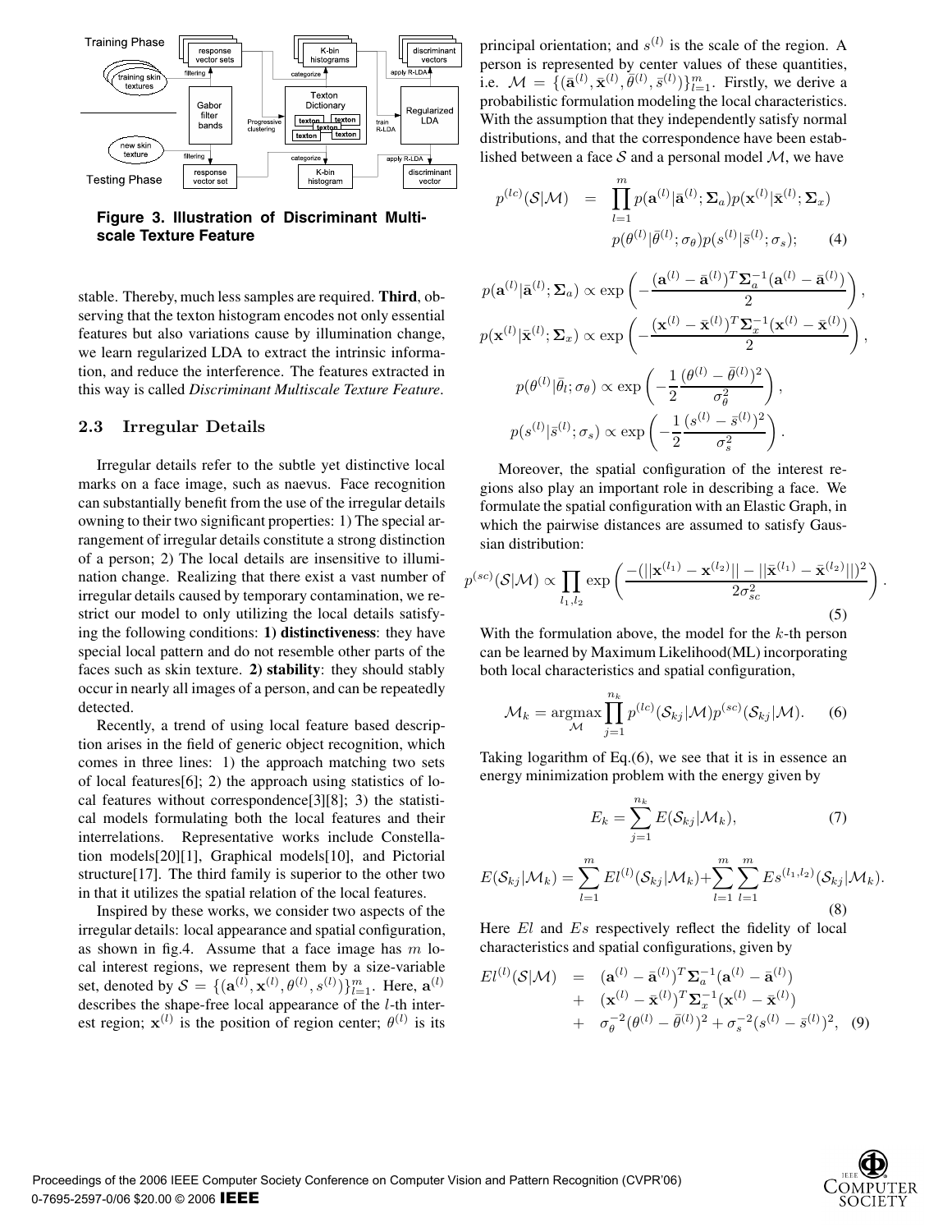Figure 3. Illustration of Discriminant Multiscale Texture Feature

stable. Thereby, much less samples are required. **Third**, observing that the texton histogram encodes not only essential features but also variations cause by illumination change, we learn regularized LDA to extract the intrinsic information, and reduce the interference. The features extracted in this way is called *Discriminant Multiscale Texture Feature*.

## 2.3 Irregular Details

Irregular details refer to the subtle yet distinctive local marks on a face image, such as naevus. Face recognition can substantially benefit from the use of the irregular details owning to their two significant properties: 1) The special arrangement of irregular details constitute a strong distinction of a person; 2) The local details are insensitive to illumination change. Realizing that there exist a vast number of irregular details caused by temporary contamination, we restrict our model to only utilizing the local details satisfying the following conditions: **1) distinctiveness**: they have special local pattern and do not resemble other parts of the faces such as skin texture. **2) stability**: they should stably occur in nearly all images of a person, and can be repeatedly detected.

Recently, a trend of using local feature based description arises in the field of generic object recognition, which comes in three lines: 1) the approach matching two sets of local features[6]; 2) the approach using statistics of local features without correspondence[3][8]; 3) the statistical models formulating both the local features and their interrelations. Representative works include Constellation models[20][1], Graphical models[10], and Pictorial structure[17]. The third family is superior to the other two in that it utilizes the spatial relation of the local features.

Inspired by these works, we consider two aspects of the irregular details: local appearance and spatial configuration, as shown in fig.4. Assume that a face image has $m$ local interest regions, we represent them by a size-variable set, denoted by $\mathcal{S} = \{(\mathbf{a}^{(l)}, \mathbf{x}^{(l)}, \theta^{(l)}, s^{(l)})\}_{l=1}^{m}$. Here, $\mathbf{a}^{(l)}$ describes the shape-free local appearance of the $l$-th interest region; $\mathbf{x}^{(l)}$ is the position of region center; $\theta^{(l)}$ is its principal orientation; and $s^{(l)}$ is the scale of the region. A person is represented by center values of these quantities, i.e. $\mathcal{M} = \{(\bar{\mathbf{a}}^{(l)}, \bar{\mathbf{x}}^{(l)}, \bar{\theta}^{(l)}, \bar{s}^{(l)})\}_{l=1}^{m}$. Firstly, we derive a probabilistic formulation modeling the local characteristics. With the assumption that they independently satisfy normal distributions, and that the correspondence have been established between a face $\mathcal{S}$ and a personal model $\mathcal{M}$, we have

$$p^{(lc)}(\mathcal{S}|\mathcal{M}) = \prod_{l=1}^{m} p(\mathbf{a}^{(l)}|\bar{\mathbf{a}}^{(l)}; \mathbf{\Sigma}_a) p(\mathbf{x}^{(l)}|\bar{\mathbf{x}}^{(l)}; \mathbf{\Sigma}_x) p(\theta^{(l)}|\bar{\theta}^{(l)}; \sigma_\theta) p(s^{(l)}|\bar{s}^{(l)}; \sigma_s); \quad (4)$$

$$p(\mathbf{a}^{(l)}|\bar{\mathbf{a}}^{(l)}; \mathbf{\Sigma}_a) \propto \exp\left(-\frac{(\mathbf{a}^{(l)} - \bar{\mathbf{a}}^{(l)})^T \mathbf{\Sigma}_a^{-1} (\mathbf{a}^{(l)} - \bar{\mathbf{a}}^{(l)})}{2}\right),$$

$$p(\mathbf{x}^{(l)}|\bar{\mathbf{x}}^{(l)}; \mathbf{\Sigma}_x) \propto \exp\left(-\frac{(\mathbf{x}^{(l)} - \bar{\mathbf{x}}^{(l)})^T \mathbf{\Sigma}_x^{-1} (\mathbf{x}^{(l)} - \bar{\mathbf{x}}^{(l)})}{2}\right),$$

$$p(\theta^{(l)}|\bar{\theta}_l; \sigma_\theta) \propto \exp\left(-\frac{1}{2}\frac{(\theta^{(l)} - \bar{\theta}^{(l)})^2}{\sigma_\theta^2}\right),$$

$$p(s^{(l)}|\bar{s}^{(l)}; \sigma_s) \propto \exp\left(-\frac{1}{2}\frac{(s^{(l)} - \bar{s}^{(l)})^2}{\sigma_s^2}\right).$$

Moreover, the spatial configuration of the interest regions also play an important role in describing a face. We formulate the spatial configuration with an Elastic Graph, in which the pairwise distances are assumed to satisfy Gaussian distribution:

$$p^{(sc)}(\mathcal{S}|\mathcal{M}) \propto \prod_{l_1, l_2} \exp\left(\frac{-(||\mathbf{x}^{(l_1)} - \mathbf{x}^{(l_2)}|| - ||\bar{\mathbf{x}}^{(l_1)} - \bar{\mathbf{x}}^{(l_2)}||)^2}{2\sigma_{sc}^2}\right). \quad (5)$$

With the formulation above, the model for the $k$-th person can be learned by Maximum Likelihood(ML) incorporating both local characteristics and spatial configuration,

$$\mathcal{M}_k = \underset{\mathcal{M}}{\operatorname{argmax}} \prod_{j=1}^{n_k} p^{(lc)}(\mathcal{S}_{kj}|\mathcal{M}) p^{(sc)}(\mathcal{S}_{kj}|\mathcal{M}). \quad (6)$$

Taking logarithm of Eq.(6), we see that it is in essence an energy minimization problem with the energy given by

$$E_k = \sum_{j=1}^{n_k} E(\mathcal{S}_{kj}|\mathcal{M}_k), \quad (7)$$

$$E(\mathcal{S}_{kj}|\mathcal{M}_k) = \sum_{l=1}^{m} El^{(l)}(\mathcal{S}_{kj}|\mathcal{M}_k) + \sum_{l=1}^{m}\sum_{l=1}^{m} Es^{(l_1,l_2)}(\mathcal{S}_{kj}|\mathcal{M}_k). \quad (8)$$

Here $El$ and $Es$ respectively reflect the fidelity of local characteristics and spatial configurations, given by

$$El^{(l)}(\mathcal{S}|\mathcal{M}) = (\mathbf{a}^{(l)} - \bar{\mathbf{a}}^{(l)})^T \mathbf{\Sigma}_a^{-1} (\mathbf{a}^{(l)} - \bar{\mathbf{a}}^{(l)}) + (\mathbf{x}^{(l)} - \bar{\mathbf{x}}^{(l)})^T \mathbf{\Sigma}_x^{-1} (\mathbf{x}^{(l)} - \bar{\mathbf{x}}^{(l)}) + \sigma_\theta^{-2}(\theta^{(l)} - \bar{\theta}^{(l)})^2 + \sigma_s^{-2}(s^{(l)} - \bar{s}^{(l)})^2, \quad (9)$$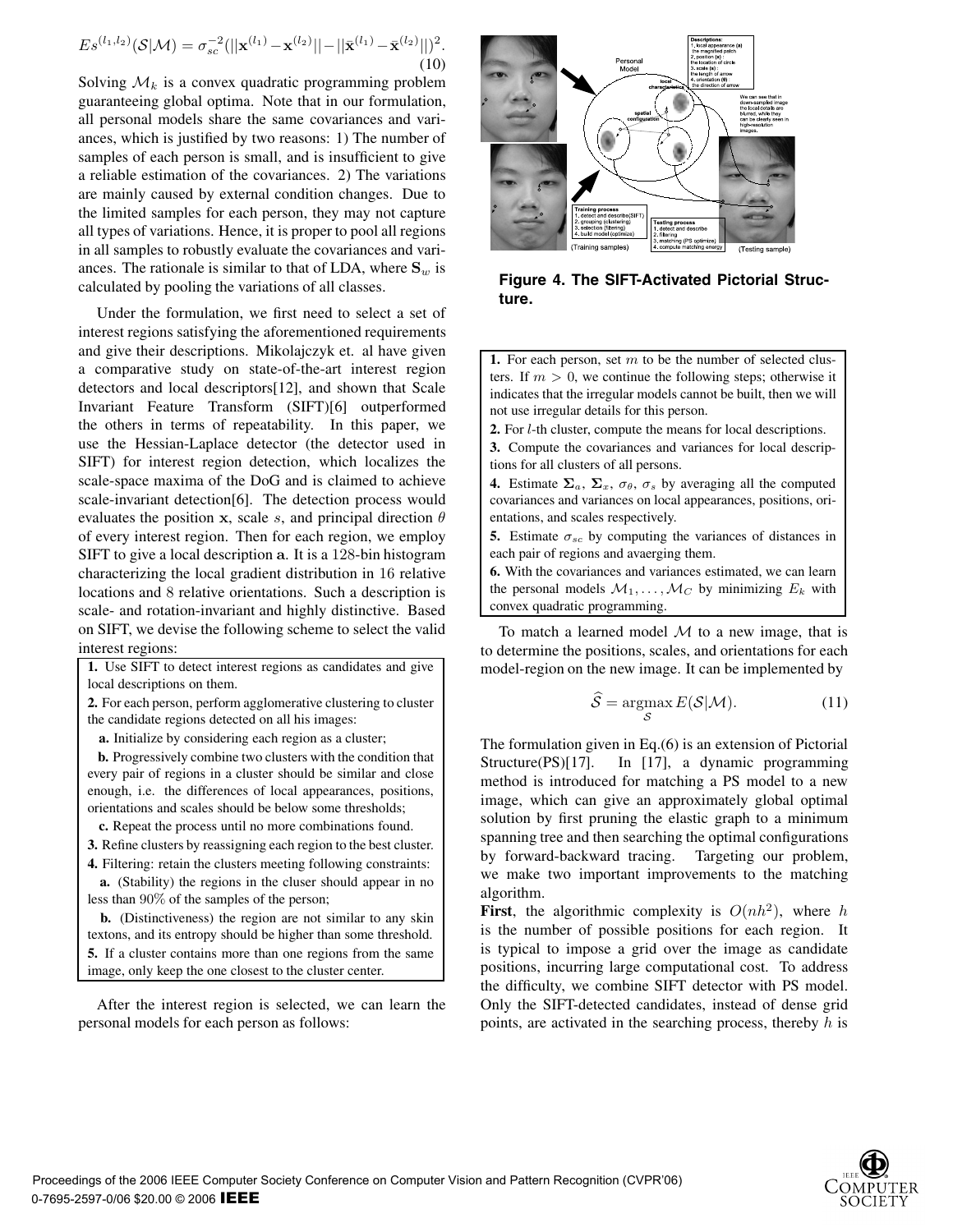$$Es^{(l_1,l_2)}(\mathcal{S}|\mathcal{M}) = \sigma_{sc}^{-2}(||\mathbf{x}^{(l_1)} - \mathbf{x}^{(l_2)}|| - ||\bar{\mathbf{x}}^{(l_1)} - \bar{\mathbf{x}}^{(l_2)}||)^2. \tag{10}$$

Solving $\mathcal{M}_k$ is a convex quadratic programming problem guaranteeing global optima. Note that in our formulation, all personal models share the same covariances and variances, which is justified by two reasons: 1) The number of samples of each person is small, and is insufficient to give a reliable estimation of the covariances. 2) The variations are mainly caused by external condition changes. Due to the limited samples for each person, they may not capture all types of variations. Hence, it is proper to pool all regions in all samples to robustly evaluate the covariances and variances. The rationale is similar to that of LDA, where $\mathbf{S}_w$ is calculated by pooling the variations of all classes.

Under the formulation, we first need to select a set of interest regions satisfying the aforementioned requirements and give their descriptions. Mikolajczyk et. al have given a comparative study on state-of-the-art interest region detectors and local descriptors[12], and shown that Scale Invariant Feature Transform (SIFT)[6] outperformed the others in terms of repeatability. In this paper, we use the Hessian-Laplace detector (the detector used in SIFT) for interest region detection, which localizes the scale-space maxima of the DoG and is claimed to achieve scale-invariant detection[6]. The detection process would evaluates the position $\mathbf{x}$, scale $s$, and principal direction $\theta$ of every interest region. Then for each region, we employ SIFT to give a local description $\mathbf{a}$. It is a 128-bin histogram characterizing the local gradient distribution in 16 relative locations and 8 relative orientations. Such a description is scale- and rotation-invariant and highly distinctive. Based on SIFT, we devise the following scheme to select the valid interest regions:

**1.** Use SIFT to detect interest regions as candidates and give local descriptions on them.

**2.** For each person, perform agglomerative clustering to cluster the candidate regions detected on all his images:

**a.** Initialize by considering each region as a cluster;

**b.** Progressively combine two clusters with the condition that every pair of regions in a cluster should be similar and close enough, i.e. the differences of local appearances, positions, orientations and scales should be below some thresholds;

**c.** Repeat the process until no more combinations found.

**3.** Refine clusters by reassigning each region to the best cluster.

**4.** Filtering: retain the clusters meeting following constraints:

**a.** (Stability) the regions in the cluser should appear in no less than 90% of the samples of the person;

**b.** (Distinctiveness) the region are not similar to any skin textons, and its entropy should be higher than some threshold.

**5.** If a cluster contains more than one regions from the same image, only keep the one closest to the cluster center.

After the interest region is selected, we can learn the personal models for each person as follows:

**Figure 4. The SIFT-Activated Pictorial Structure.**

**1.** For each person, set $m$ to be the number of selected clusters. If $m > 0$, we continue the following steps; otherwise it indicates that the irregular models cannot be built, then we will not use irregular details for this person.

**2.** For $l$-th cluster, compute the means for local descriptions.

**3.** Compute the covariances and variances for local descriptions for all clusters of all persons.

**4.** Estimate $\mathbf{\Sigma}_a$, $\mathbf{\Sigma}_x$, $\sigma_\theta$, $\sigma_s$ by averaging all the computed covariances and variances on local appearances, positions, orientations, and scales respectively.

**5.** Estimate $\sigma_{sc}$ by computing the variances of distances in each pair of regions and avaerging them.

**6.** With the covariances and variances estimated, we can learn the personal models $\mathcal{M}_1, \ldots, \mathcal{M}_C$ by minimizing $E_k$ with convex quadratic programming.

To match a learned model $\mathcal{M}$ to a new image, that is to determine the positions, scales, and orientations for each model-region on the new image. It can be implemented by

$$\widehat{\mathcal{S}} = \underset{\mathcal{S}}{\operatorname{argmax}}\, E(\mathcal{S}|\mathcal{M}). \tag{11}$$

The formulation given in Eq.(6) is an extension of Pictorial Structure(PS)[17]. In [17], a dynamic programming method is introduced for matching a PS model to a new image, which can give an approximately global optimal solution by first pruning the elastic graph to a minimum spanning tree and then searching the optimal configurations by forward-backward tracing. Targeting our problem, we make two important improvements to the matching algorithm.

**First**, the algorithmic complexity is $O(nh^2)$, where $h$ is the number of possible positions for each region. It is typical to impose a grid over the image as candidate positions, incurring large computational cost. To address the difficulty, we combine SIFT detector with PS model. Only the SIFT-detected candidates, instead of dense grid points, are activated in the searching process, thereby $h$ is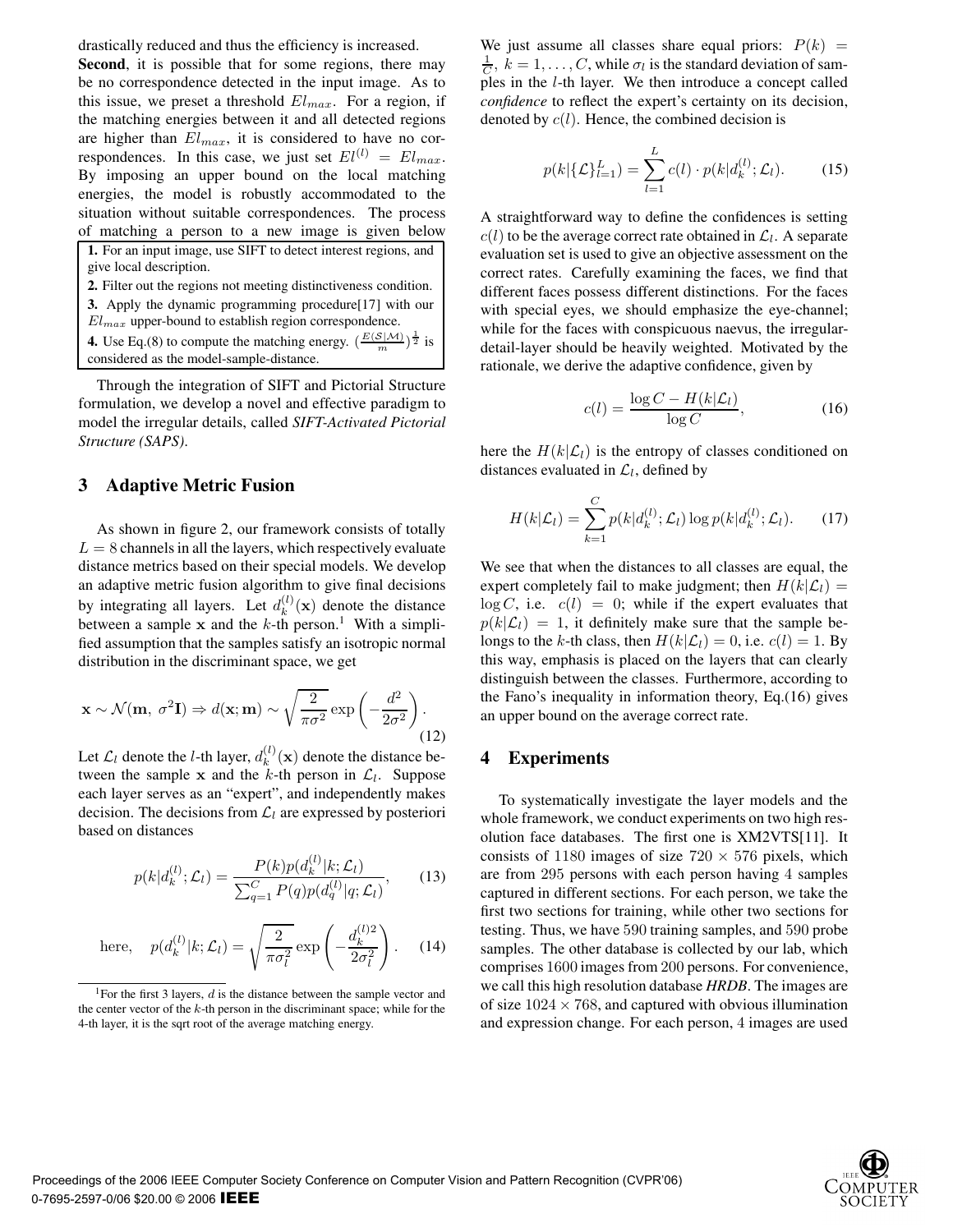drastically reduced and thus the efficiency is increased.

**Second**, it is possible that for some regions, there may be no correspondence detected in the input image. As to this issue, we preset a threshold $El_{max}$. For a region, if the matching energies between it and all detected regions are higher than $El_{max}$, it is considered to have no correspondences. In this case, we just set $El^{(l)} = El_{max}$. By imposing an upper bound on the local matching energies, the model is robustly accommodated to the situation without suitable correspondences. The process of matching a person to a new image is given below

> **1.** For an input image, use SIFT to detect interest regions, and give local description.
> **2.** Filter out the regions not meeting distinctiveness condition.
> **3.** Apply the dynamic programming procedure[17] with our $El_{max}$ upper-bound to establish region correspondence.
> **4.** Use Eq.(8) to compute the matching energy. $(\frac{E(\mathcal{S}|\mathcal{M})}{m})^{\frac{1}{2}}$ is considered as the model-sample-distance.

Through the integration of SIFT and Pictorial Structure formulation, we develop a novel and effective paradigm to model the irregular details, called *SIFT-Activated Pictorial Structure (SAPS)*.

## 3 Adaptive Metric Fusion

As shown in figure 2, our framework consists of totally $L = 8$ channels in all the layers, which respectively evaluate distance metrics based on their special models. We develop an adaptive metric fusion algorithm to give final decisions by integrating all layers. Let $d_k^{(l)}(\mathbf{x})$ denote the distance between a sample $\mathbf{x}$ and the $k$-th person.[1] With a simplified assumption that the samples satisfy an isotropic normal distribution in the discriminant space, we get

$$\mathbf{x} \sim \mathcal{N}(\mathbf{m},\ \sigma^2\mathbf{I}) \Rightarrow d(\mathbf{x}; \mathbf{m}) \sim \sqrt{\frac{2}{\pi\sigma^2}} \exp\left(-\frac{d^2}{2\sigma^2}\right). \tag{12}$$

Let $\mathcal{L}_l$ denote the $l$-th layer, $d_k^{(l)}(\mathbf{x})$ denote the distance between the sample $\mathbf{x}$ and the $k$-th person in $\mathcal{L}_l$. Suppose each layer serves as an "expert", and independently makes decision. The decisions from $\mathcal{L}_l$ are expressed by posteriori based on distances

$$p(k|d_k^{(l)}; \mathcal{L}_l) = \frac{P(k)p(d_k^{(l)}|k; \mathcal{L}_l)}{\sum_{q=1}^{C} P(q)p(d_q^{(l)}|q; \mathcal{L}_l)}, \tag{13}$$

$$\text{here,} \quad p(d_k^{(l)}|k; \mathcal{L}_l) = \sqrt{\frac{2}{\pi\sigma_l^2}} \exp\left(-\frac{d_k^{(l)2}}{2\sigma_l^2}\right). \tag{14}$$

[1] For the first 3 layers, $d$ is the distance between the sample vector and the center vector of the $k$-th person in the discriminant space; while for the 4-th layer, it is the sqrt root of the average matching energy.

We just assume all classes share equal priors: $P(k) = \frac{1}{C},\ k = 1, \ldots, C$, while $\sigma_l$ is the standard deviation of samples in the $l$-th layer. We then introduce a concept called *confidence* to reflect the expert's certainty on its decision, denoted by $c(l)$. Hence, the combined decision is

$$p(k|\{\mathcal{L}\}_{l=1}^{L}) = \sum_{l=1}^{L} c(l) \cdot p(k|d_k^{(l)}; \mathcal{L}_l). \tag{15}$$

A straightforward way to define the confidences is setting $c(l)$ to be the average correct rate obtained in $\mathcal{L}_l$. A separate evaluation set is used to give an objective assessment on the correct rates. Carefully examining the faces, we find that different faces possess different distinctions. For the faces with special eyes, we should emphasize the eye-channel; while for the faces with conspicuous naevus, the irregular-detail-layer should be heavily weighted. Motivated by the rationale, we derive the adaptive confidence, given by

$$c(l) = \frac{\log C - H(k|\mathcal{L}_l)}{\log C}, \tag{16}$$

here the $H(k|\mathcal{L}_l)$ is the entropy of classes conditioned on distances evaluated in $\mathcal{L}_l$, defined by

$$H(k|\mathcal{L}_l) = \sum_{k=1}^{C} p(k|d_k^{(l)}; \mathcal{L}_l) \log p(k|d_k^{(l)}; \mathcal{L}_l). \tag{17}$$

We see that when the distances to all classes are equal, the expert completely fail to make judgment; then $H(k|\mathcal{L}_l) = \log C$, i.e. $c(l) = 0$; while if the expert evaluates that $p(k|\mathcal{L}_l) = 1$, it definitely make sure that the sample belongs to the $k$-th class, then $H(k|\mathcal{L}_l) = 0$, i.e. $c(l) = 1$. By this way, emphasis is placed on the layers that can clearly distinguish between the classes. Furthermore, according to the Fano's inequality in information theory, Eq.(16) gives an upper bound on the average correct rate.

## 4 Experiments

To systematically investigate the layer models and the whole framework, we conduct experiments on two high resolution face databases. The first one is XM2VTS[11]. It consists of 1180 images of size $720 \times 576$ pixels, which are from 295 persons with each person having 4 samples captured in different sections. For each person, we take the first two sections for training, while other two sections for testing. Thus, we have 590 training samples, and 590 probe samples. The other database is collected by our lab, which comprises 1600 images from 200 persons. For convenience, we call this high resolution database ***HRDB***. The images are of size $1024 \times 768$, and captured with obvious illumination and expression change. For each person, 4 images are used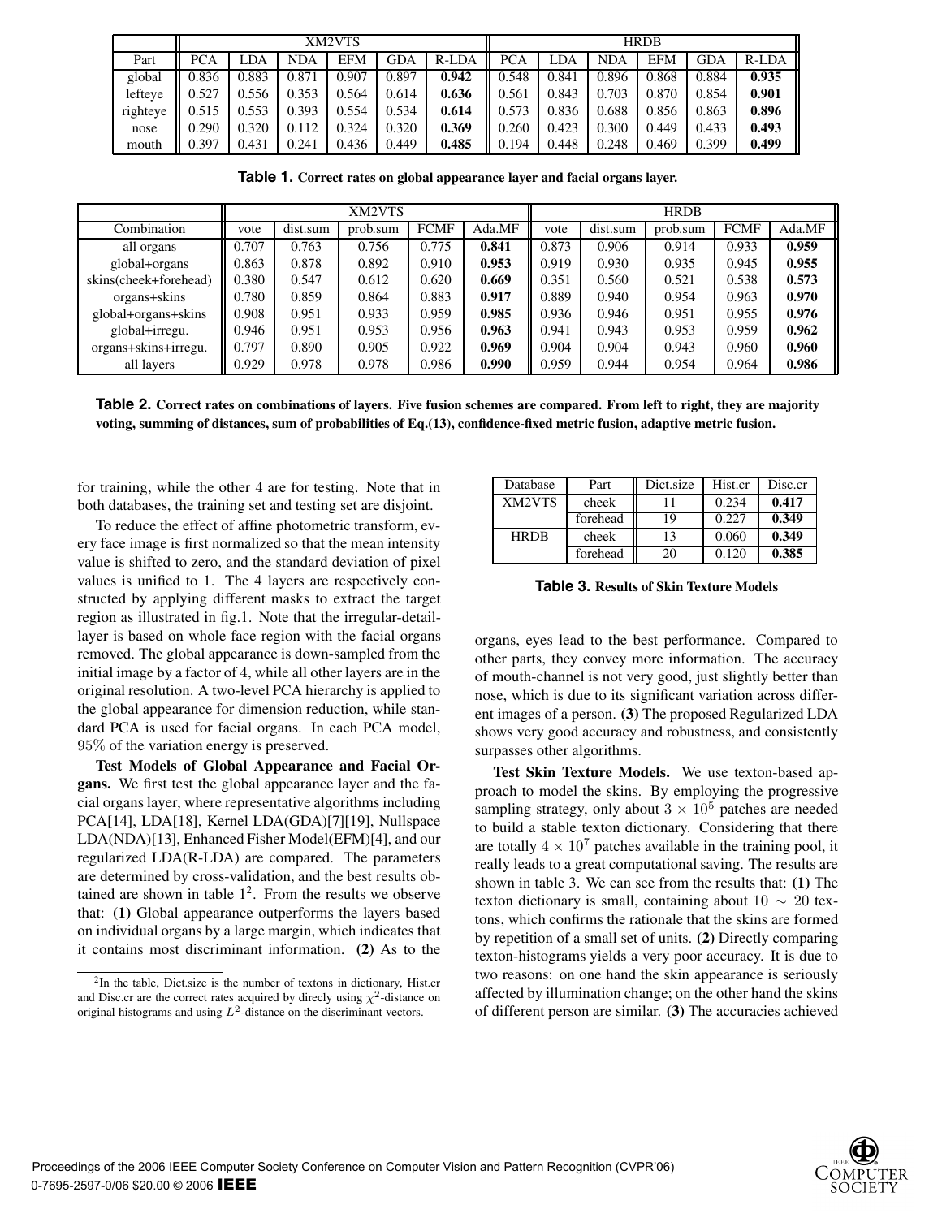| | XM2VTS | | | | | | HRDB | | | | | |
|---|---|---|---|---|---|---|---|---|---|---|---|---|
| Part | PCA | LDA | NDA | EFM | GDA | R-LDA | PCA | LDA | NDA | EFM | GDA | R-LDA |
| global | 0.836 | 0.883 | 0.871 | 0.907 | 0.897 | **0.942** | 0.548 | 0.841 | 0.896 | 0.868 | 0.884 | **0.935** |
| lefteye | 0.527 | 0.556 | 0.353 | 0.564 | 0.614 | **0.636** | 0.561 | 0.843 | 0.703 | 0.870 | 0.854 | **0.901** |
| righteye | 0.515 | 0.553 | 0.393 | 0.554 | 0.534 | **0.614** | 0.573 | 0.836 | 0.688 | 0.856 | 0.863 | **0.896** |
| nose | 0.290 | 0.320 | 0.112 | 0.324 | 0.320 | **0.369** | 0.260 | 0.423 | 0.300 | 0.449 | 0.433 | **0.493** |
| mouth | 0.397 | 0.431 | 0.241 | 0.436 | 0.449 | **0.485** | 0.194 | 0.448 | 0.248 | 0.469 | 0.399 | **0.499** |

**Table 1.** Correct rates on global appearance layer and facial organs layer.

| | XM2VTS | | | | | HRDB | | | | |
|---|---|---|---|---|---|---|---|---|---|---|
| Combination | vote | dist.sum | prob.sum | FCMF | Ada.MF | vote | dist.sum | prob.sum | FCMF | Ada.MF |
| all organs | 0.707 | 0.763 | 0.756 | 0.775 | **0.841** | 0.873 | 0.906 | 0.914 | 0.933 | **0.959** |
| global+organs | 0.863 | 0.878 | 0.892 | 0.910 | **0.953** | 0.919 | 0.930 | 0.935 | 0.945 | **0.955** |
| skins(cheek+forehead) | 0.380 | 0.547 | 0.612 | 0.620 | **0.669** | 0.351 | 0.560 | 0.521 | 0.538 | **0.573** |
| organs+skins | 0.780 | 0.859 | 0.864 | 0.883 | **0.917** | 0.889 | 0.940 | 0.954 | 0.963 | **0.970** |
| global+organs+skins | 0.908 | 0.951 | 0.933 | 0.959 | **0.985** | 0.936 | 0.946 | 0.951 | 0.955 | **0.976** |
| global+irregu. | 0.946 | 0.951 | 0.953 | 0.956 | **0.963** | 0.941 | 0.943 | 0.953 | 0.959 | **0.962** |
| organs+skins+irregu. | 0.797 | 0.890 | 0.905 | 0.922 | **0.969** | 0.904 | 0.904 | 0.943 | 0.960 | **0.960** |
| all layers | 0.929 | 0.978 | 0.978 | 0.986 | **0.990** | 0.959 | 0.944 | 0.954 | 0.964 | **0.986** |

**Table 2.** Correct rates on combinations of layers. Five fusion schemes are compared. From left to right, they are majority voting, summing of distances, sum of probabilities of Eq.(13), confidence-fixed metric fusion, adaptive metric fusion.

for training, while the other 4 are for testing. Note that in both databases, the training set and testing set are disjoint.

To reduce the effect of affine photometric transform, every face image is first normalized so that the mean intensity value is shifted to zero, and the standard deviation of pixel values is unified to 1. The 4 layers are respectively constructed by applying different masks to extract the target region as illustrated in fig.1. Note that the irregular-detail-layer is based on whole face region with the facial organs removed. The global appearance is down-sampled from the initial image by a factor of 4, while all other layers are in the original resolution. A two-level PCA hierarchy is applied to the global appearance for dimension reduction, while standard PCA is used for facial organs. In each PCA model, 95% of the variation energy is preserved.

**Test Models of Global Appearance and Facial Organs.** We first test the global appearance layer and the facial organs layer, where representative algorithms including PCA[14], LDA[18], Kernel LDA(GDA)[7][19], Nullspace LDA(NDA)[13], Enhanced Fisher Model(EFM)[4], and our regularized LDA(R-LDA) are compared. The parameters are determined by cross-validation, and the best results obtained are shown in table 1[2]. From the results we observe that: **(1)** Global appearance outperforms the layers based on individual organs by a large margin, which indicates that it contains most discriminant information. **(2)** As to the organs, eyes lead to the best performance. Compared to other parts, they convey more information. The accuracy of mouth-channel is not very good, just slightly better than nose, which is due to its significant variation across different images of a person. **(3)** The proposed Regularized LDA shows very good accuracy and robustness, and consistently surpasses other algorithms.

[2] In the table, Dict.size is the number of textons in dictionary, Hist.cr and Disc.cr are the correct rates acquired by direcly using $\chi^2$-distance on original histograms and using $L^2$-distance on the discriminant vectors.

| Database | Part | Dict.size | Hist.cr | Disc.cr |
|---|---|---|---|---|
| XM2VTS | cheek | 11 | 0.234 | **0.417** |
| | forehead | 19 | 0.227 | **0.349** |
| HRDB | cheek | 13 | 0.060 | **0.349** |
| | forehead | 20 | 0.120 | **0.385** |

**Table 3.** Results of Skin Texture Models

**Test Skin Texture Models.** We use texton-based approach to model the skins. By employing the progressive sampling strategy, only about $3 \times 10^5$ patches are needed to build a stable texton dictionary. Considering that there are totally $4 \times 10^7$ patches available in the training pool, it really leads to a great computational saving. The results are shown in table 3. We can see from the results that: **(1)** The texton dictionary is small, containing about $10 \sim 20$ textons, which confirms the rationale that the skins are formed by repetition of a small set of units. **(2)** Directly comparing texton-histograms yields a very poor accuracy. It is due to two reasons: on one hand the skin appearance is seriously affected by illumination change; on the other hand the skins of different person are similar. **(3)** The accuracies achieved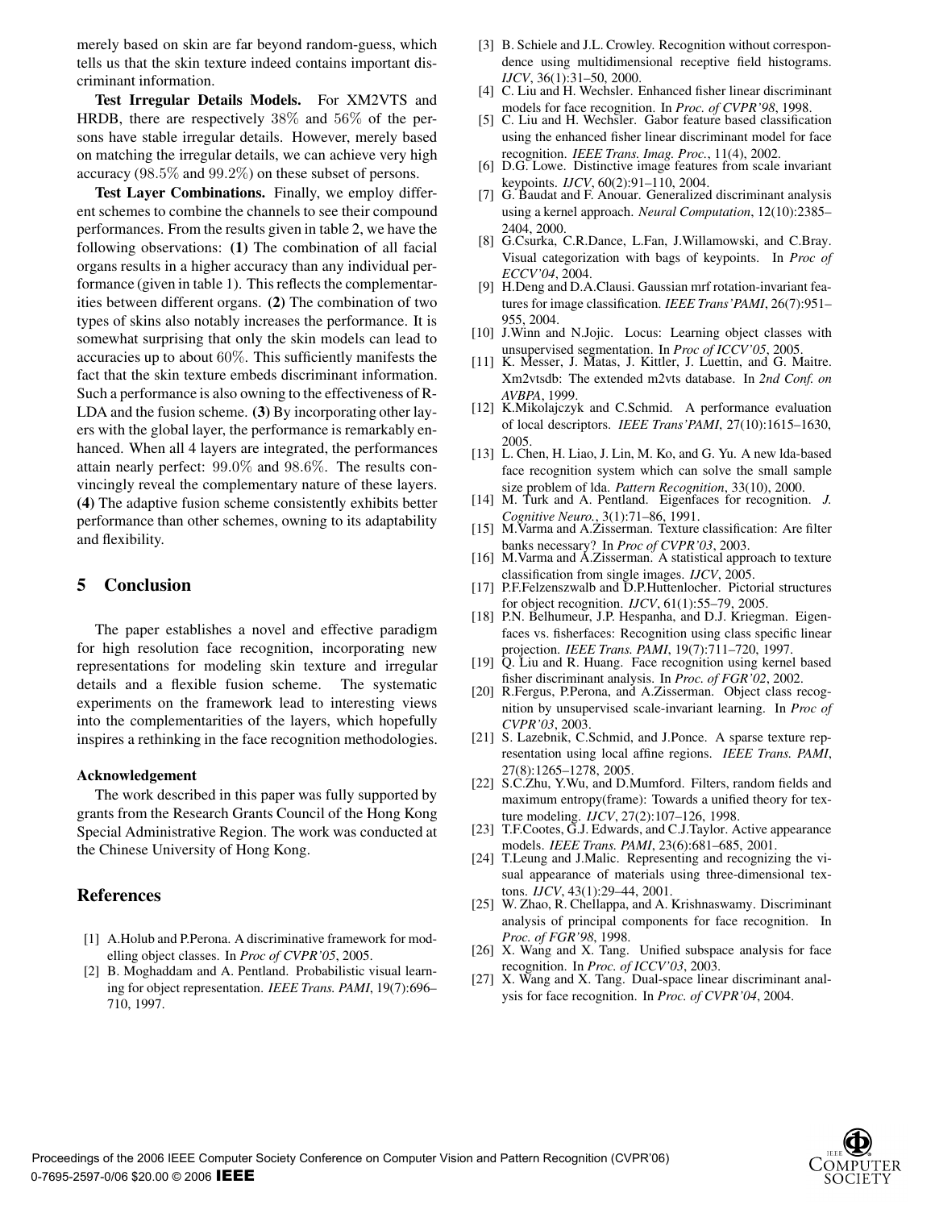merely based on skin are far beyond random-guess, which tells us that the skin texture indeed contains important discriminant information.

**Test Irregular Details Models.** For XM2VTS and HRDB, there are respectively $38\%$ and $56\%$ of the persons have stable irregular details. However, merely based on matching the irregular details, we can achieve very high accuracy ($98.5\%$ and $99.2\%$) on these subset of persons.

**Test Layer Combinations.** Finally, we employ different schemes to combine the channels to see their compound performances. From the results given in table 2, we have the following observations: **(1)** The combination of all facial organs results in a higher accuracy than any individual performance (given in table 1). This reflects the complementarities between different organs. **(2)** The combination of two types of skins also notably increases the performance. It is somewhat surprising that only the skin models can lead to accuracies up to about $60\%$. This sufficiently manifests the fact that the skin texture embeds discriminant information. Such a performance is also owning to the effectiveness of R-LDA and the fusion scheme. **(3)** By incorporating other layers with the global layer, the performance is remarkably enhanced. When all 4 layers are integrated, the performances attain nearly perfect: $99.0\%$ and $98.6\%$. The results convincingly reveal the complementary nature of these layers. **(4)** The adaptive fusion scheme consistently exhibits better performance than other schemes, owning to its adaptability and flexibility.

## 5 Conclusion

The paper establishes a novel and effective paradigm for high resolution face recognition, incorporating new representations for modeling skin texture and irregular details and a flexible fusion scheme. The systematic experiments on the framework lead to interesting views into the complementarities of the layers, which hopefully inspires a rethinking in the face recognition methodologies.

### Acknowledgement

The work described in this paper was fully supported by grants from the Research Grants Council of the Hong Kong Special Administrative Region. The work was conducted at the Chinese University of Hong Kong.

## References

[1] A.Holub and P.Perona. A discriminative framework for modelling object classes. In *Proc of CVPR'05*, 2005.

[2] B. Moghaddam and A. Pentland. Probabilistic visual learning for object representation. *IEEE Trans. PAMI*, 19(7):696–710, 1997.

[3] B. Schiele and J.L. Crowley. Recognition without correspondence using multidimensional receptive field histograms. *IJCV*, 36(1):31–50, 2000.

[4] C. Liu and H. Wechsler. Enhanced fisher linear discriminant models for face recognition. In *Proc. of CVPR'98*, 1998.

[5] C. Liu and H. Wechsler. Gabor feature based classification using the enhanced fisher linear discriminant model for face recognition. *IEEE Trans. Imag. Proc.*, 11(4), 2002.

[6] D.G. Lowe. Distinctive image features from scale invariant keypoints. *IJCV*, 60(2):91–110, 2004.

[7] G. Baudat and F. Anouar. Generalized discriminant analysis using a kernel approach. *Neural Computation*, 12(10):2385–2404, 2000.

[8] G.Csurka, C.R.Dance, L.Fan, J.Willamowski, and C.Bray. Visual categorization with bags of keypoints. In *Proc of ECCV'04*, 2004.

[9] H.Deng and D.A.Clausi. Gaussian mrf rotation-invariant features for image classification. *IEEE Trans'PAMI*, 26(7):951–955, 2004.

[10] J.Winn and N.Jojic. Locus: Learning object classes with unsupervised segmentation. In *Proc of ICCV'05*, 2005.

[11] K. Messer, J. Matas, J. Kittler, J. Luettin, and G. Maitre. Xm2vtsdb: The extended m2vts database. In *2nd Conf. on AVBPA*, 1999.

[12] K.Mikolajczyk and C.Schmid. A performance evaluation of local descriptors. *IEEE Trans'PAMI*, 27(10):1615–1630, 2005.

[13] L. Chen, H. Liao, J. Lin, M. Ko, and G. Yu. A new lda-based face recognition system which can solve the small sample size problem of lda. *Pattern Recognition*, 33(10), 2000.

[14] M. Turk and A. Pentland. Eigenfaces for recognition. *J. Cognitive Neuro.*, 3(1):71–86, 1991.

[15] M.Varma and A.Zisserman. Texture classification: Are filter banks necessary? In *Proc of CVPR'03*, 2003.

[16] M.Varma and A.Zisserman. A statistical approach to texture classification from single images. *IJCV*, 2005.

[17] P.F.Felzenszwalb and D.P.Huttenlocher. Pictorial structures for object recognition. *IJCV*, 61(1):55–79, 2005.

[18] P.N. Belhumeur, J.P. Hespanha, and D.J. Kriegman. Eigenfaces vs. fisherfaces: Recognition using class specific linear projection. *IEEE Trans. PAMI*, 19(7):711–720, 1997.

[19] Q. Liu and R. Huang. Face recognition using kernel based fisher discriminant analysis. In *Proc. of FGR'02*, 2002.

[20] R.Fergus, P.Perona, and A.Zisserman. Object class recognition by unsupervised scale-invariant learning. In *Proc of CVPR'03*, 2003.

[21] S. Lazebnik, C.Schmid, and J.Ponce. A sparse texture representation using local affine regions. *IEEE Trans. PAMI*, 27(8):1265–1278, 2005.

[22] S.C.Zhu, Y.Wu, and D.Mumford. Filters, random fields and maximum entropy(frame): Towards a unified theory for texture modeling. *IJCV*, 27(2):107–126, 1998.

[23] T.F.Cootes, G.J. Edwards, and C.J.Taylor. Active appearance models. *IEEE Trans. PAMI*, 23(6):681–685, 2001.

[24] T.Leung and J.Malic. Representing and recognizing the visual appearance of materials using three-dimensional textons. *IJCV*, 43(1):29–44, 2001.

[25] W. Zhao, R. Chellappa, and A. Krishnaswamy. Discriminant analysis of principal components for face recognition. In *Proc. of FGR'98*, 1998.

[26] X. Wang and X. Tang. Unified subspace analysis for face recognition. In *Proc. of ICCV'03*, 2003.

[27] X. Wang and X. Tang. Dual-space linear discriminant analysis for face recognition. In *Proc. of CVPR'04*, 2004.